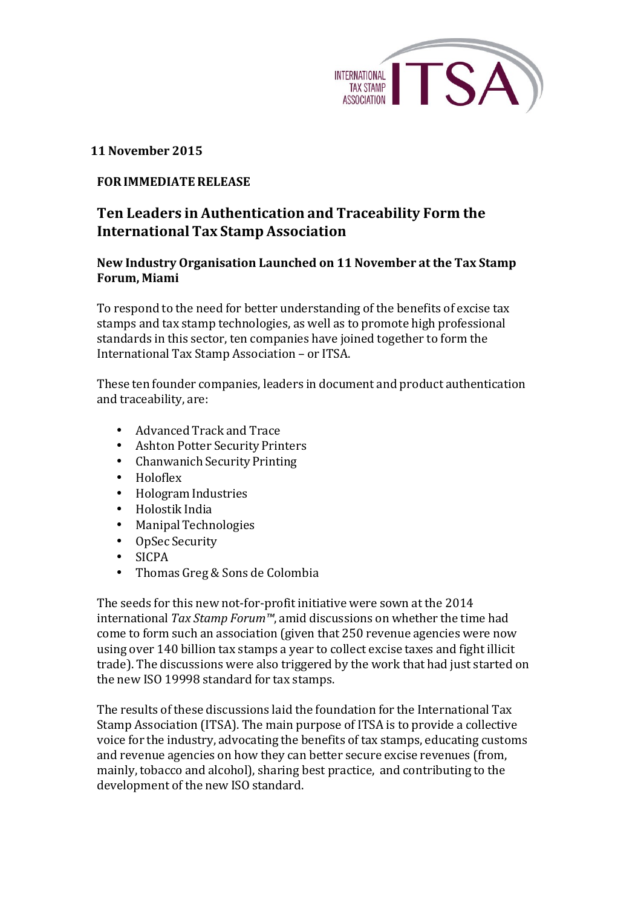INTERNATIONAL TAX STAMP ASSOCIATION ITSA

**11 November 2015**

**FOR IMMEDIATE RELEASE**

## Ten Leaders in Authentication and Traceability Form the International Tax Stamp Association

### New Industry Organisation Launched on 11 November at the Tax Stamp Forum, Miami

To respond to the need for better understanding of the benefits of excise tax stamps and tax stamp technologies, as well as to promote high professional standards in this sector, ten companies have joined together to form the International Tax Stamp Association – or ITSA.

These ten founder companies, leaders in document and product authentication and traceability, are:

- Advanced Track and Trace
- Ashton Potter Security Printers
- Chanwanich Security Printing
- Holoflex
- Hologram Industries
- Holostik India
- Manipal Technologies
- OpSec Security
- SICPA
- Thomas Greg & Sons de Colombia

The seeds for this new not-for-profit initiative were sown at the 2014 international *Tax Stamp Forum™*, amid discussions on whether the time had come to form such an association (given that 250 revenue agencies were now using over 140 billion tax stamps a year to collect excise taxes and fight illicit trade). The discussions were also triggered by the work that had just started on the new ISO 19998 standard for tax stamps.

The results of these discussions laid the foundation for the International Tax Stamp Association (ITSA). The main purpose of ITSA is to provide a collective voice for the industry, advocating the benefits of tax stamps, educating customs and revenue agencies on how they can better secure excise revenues (from, mainly, tobacco and alcohol), sharing best practice, and contributing to the development of the new ISO standard.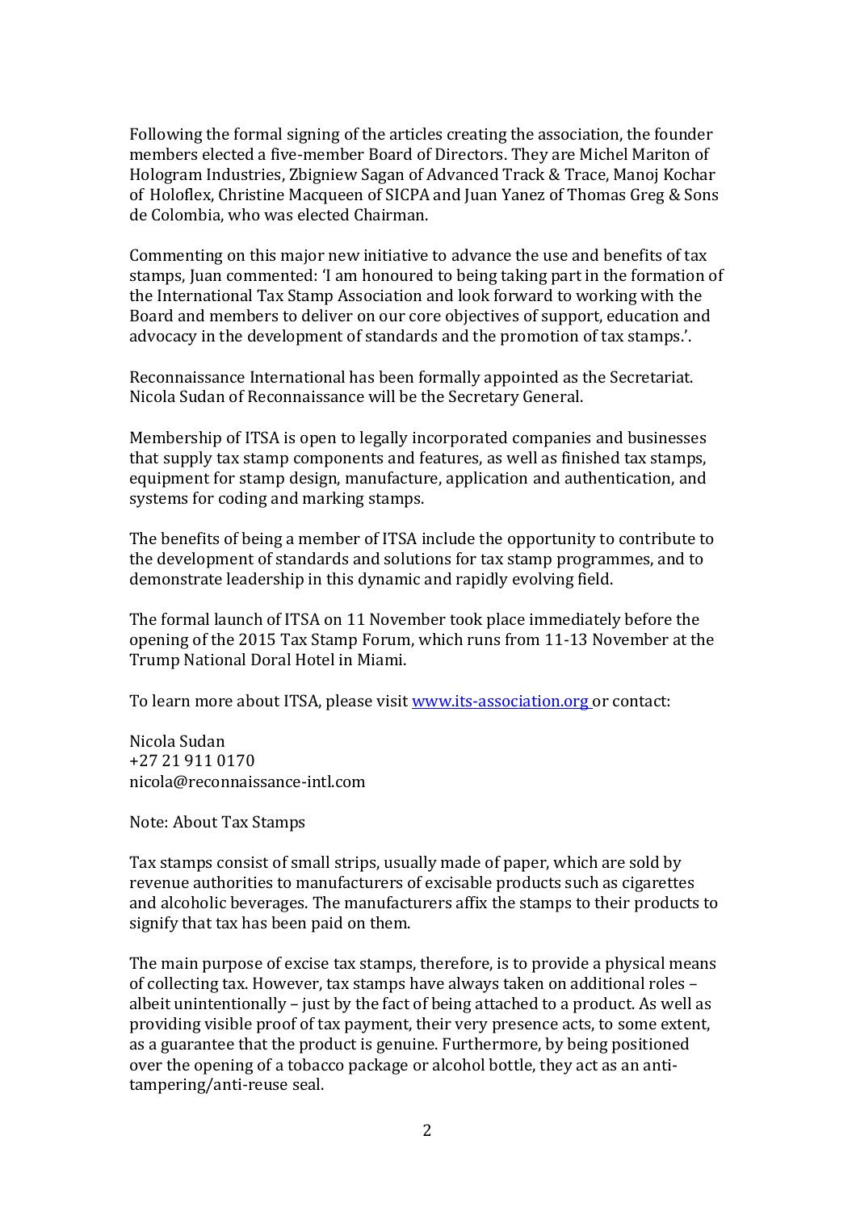Following the formal signing of the articles creating the association, the founder members elected a five-member Board of Directors. They are Michel Mariton of Hologram Industries, Zbigniew Sagan of Advanced Track & Trace, Manoj Kochar of Holoflex, Christine Macqueen of SICPA and Juan Yanez of Thomas Greg & Sons de Colombia, who was elected Chairman.

Commenting on this major new initiative to advance the use and benefits of tax stamps, Juan commented: 'I am honoured to being taking part in the formation of the International Tax Stamp Association and look forward to working with the Board and members to deliver on our core objectives of support, education and advocacy in the development of standards and the promotion of tax stamps.'.

Reconnaissance International has been formally appointed as the Secretariat. Nicola Sudan of Reconnaissance will be the Secretary General.

Membership of ITSA is open to legally incorporated companies and businesses that supply tax stamp components and features, as well as finished tax stamps, equipment for stamp design, manufacture, application and authentication, and systems for coding and marking stamps.

The benefits of being a member of ITSA include the opportunity to contribute to the development of standards and solutions for tax stamp programmes, and to demonstrate leadership in this dynamic and rapidly evolving field.

The formal launch of ITSA on 11 November took place immediately before the opening of the 2015 Tax Stamp Forum, which runs from 11-13 November at the Trump National Doral Hotel in Miami.

To learn more about ITSA, please visit [www.its-association.org](http://www.its-association.org) or contact:

Nicola Sudan
+27 21 911 0170
nicola@reconnaissance-intl.com

Note: About Tax Stamps

Tax stamps consist of small strips, usually made of paper, which are sold by revenue authorities to manufacturers of excisable products such as cigarettes and alcoholic beverages. The manufacturers affix the stamps to their products to signify that tax has been paid on them.

The main purpose of excise tax stamps, therefore, is to provide a physical means of collecting tax. However, tax stamps have always taken on additional roles – albeit unintentionally – just by the fact of being attached to a product. As well as providing visible proof of tax payment, their very presence acts, to some extent, as a guarantee that the product is genuine. Furthermore, by being positioned over the opening of a tobacco package or alcohol bottle, they act as an anti-tampering/anti-reuse seal.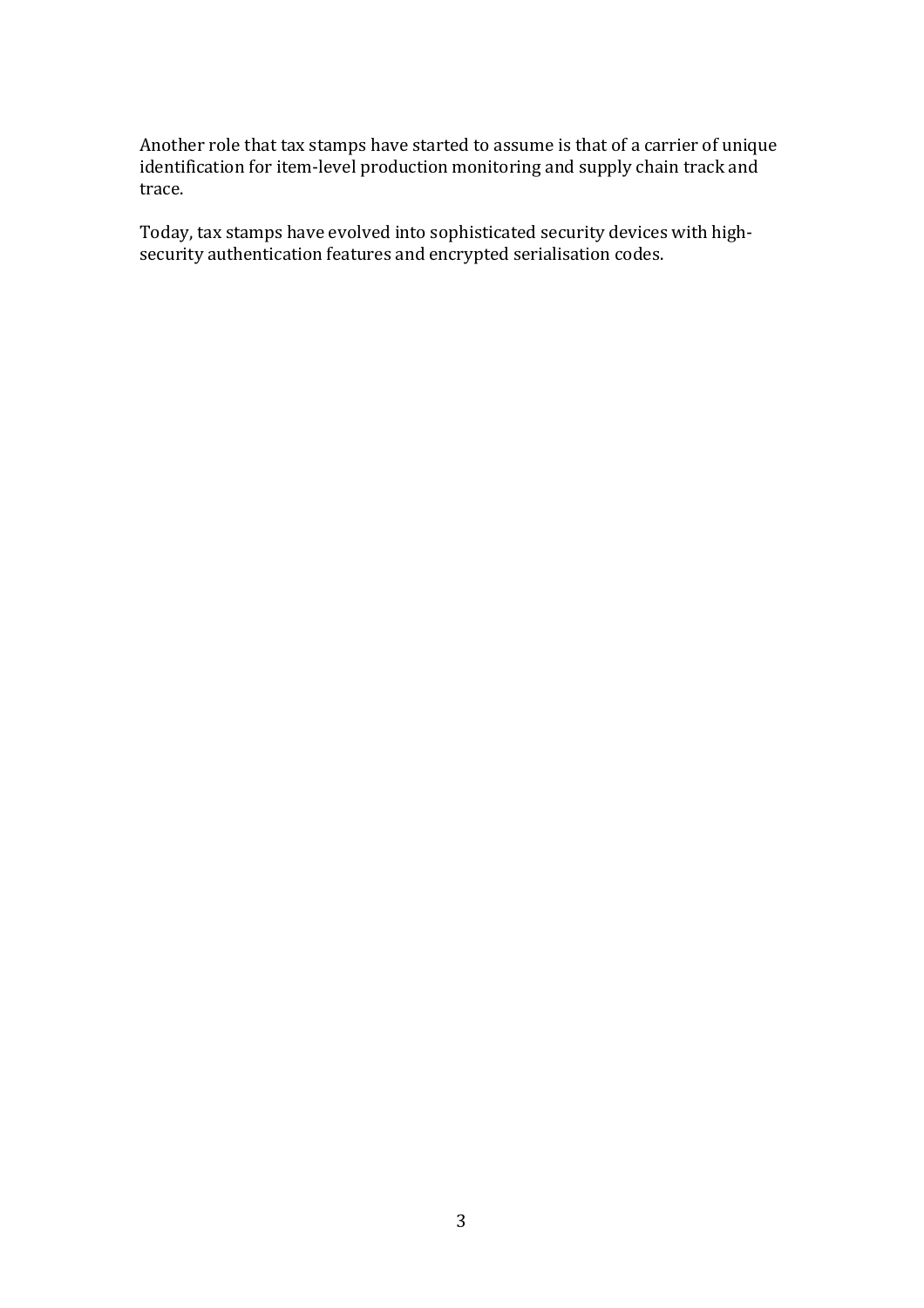Another role that tax stamps have started to assume is that of a carrier of unique identification for item-level production monitoring and supply chain track and trace.

Today, tax stamps have evolved into sophisticated security devices with high-security authentication features and encrypted serialisation codes.